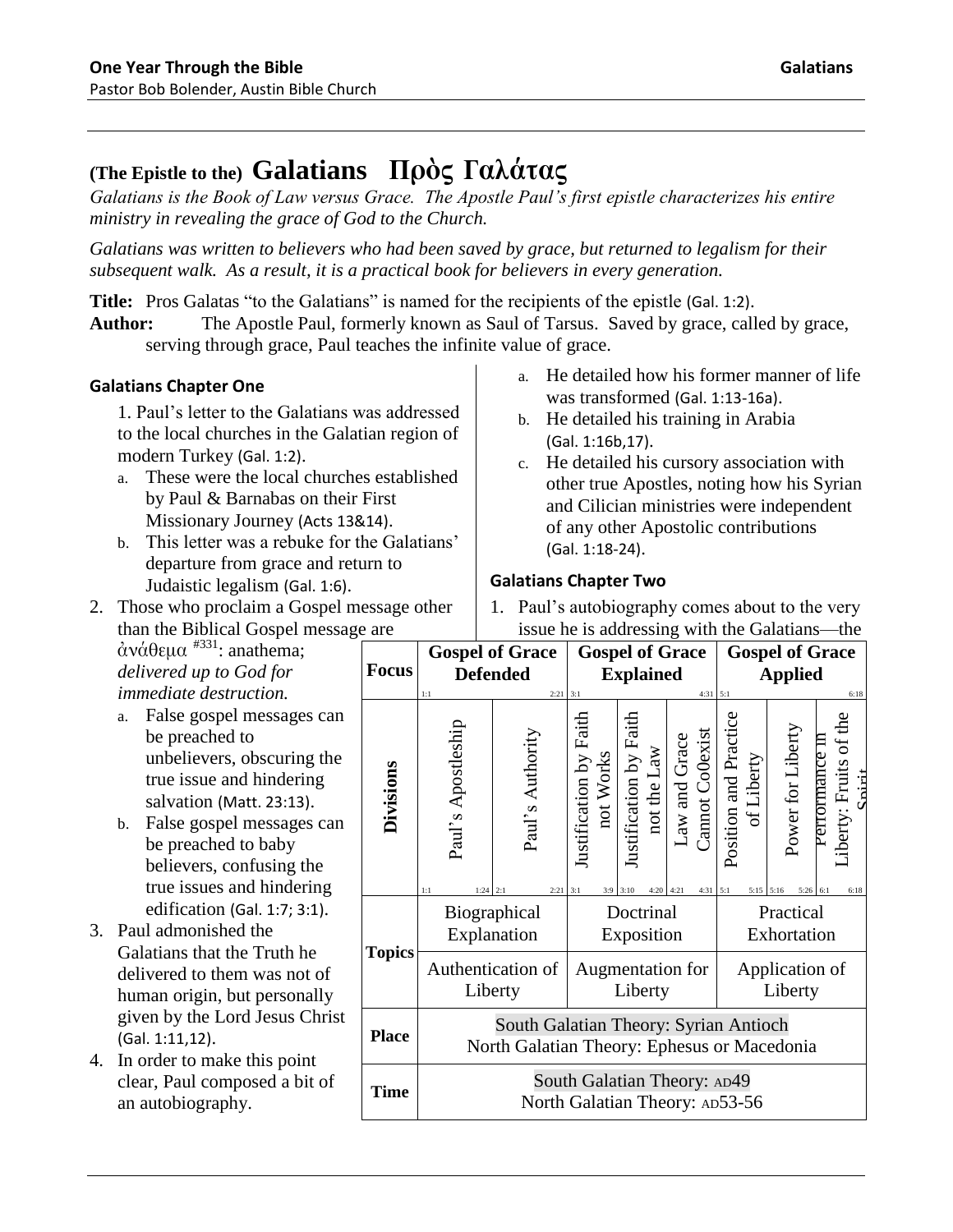# (The Epistle to the) Galatians   Πρὸς Γαλάτας

*Galatians is the Book of Law versus Grace. The Apostle Paul's first epistle characterizes his entire ministry in revealing the grace of God to the Church.*

*Galatians was written to believers who had been saved by grace, but returned to legalism for their subsequent walk. As a result, it is a practical book for believers in every generation.*

**Title:** Pros Galatas "to the Galatians" is named for the recipients of the epistle (Gal. 1:2).

**Author:** The Apostle Paul, formerly known as Saul of Tarsus. Saved by grace, called by grace, serving through grace, Paul teaches the infinite value of grace.

| Focus | Gospel of Grace Defended (1:1–2:21) | | Gospel of Grace Explained (3:1–4:31) | | | Gospel of Grace Applied (5:1–6:18) | | |
|---|---|---|---|---|---|---|---|---|
| Divisions | Paul's Apostleship (1:1–1:24) | Paul's Authority (2:1–2:21) | Justification by Faith not Works (3:1–3:9) | Justification by Faith not the Law (3:10–4:20) | Law and Grace Cannot Co0exist (4:21–4:31) | Position and Practice of Liberty (5:1–5:15) | Power for Liberty (5:16–5:26) | Performance in Liberty: Fruits of the Spirit (6:1–6:18) |
| Topics | Biographical Explanation | | Doctrinal Exposition | | | Practical Exhortation | | |
| | Authentication of Liberty | | Augmentation for Liberty | | | Application of Liberty | | |
| Place | South Galatian Theory: Syrian Antioch<br>North Galatian Theory: Ephesus or Macedonia | | | | | | | |
| Time | South Galatian Theory: AD49<br>North Galatian Theory: AD53-56 | | | | | | | |

### Galatians Chapter One

1. Paul's letter to the Galatians was addressed to the local churches in the Galatian region of modern Turkey (Gal. 1:2).
   a. These were the local churches established by Paul & Barnabas on their First Missionary Journey (Acts 13&14).
   b. This letter was a rebuke for the Galatians' departure from grace and return to Judaistic legalism (Gal. 1:6).
2. Those who proclaim a Gospel message other than the Biblical Gospel message are ἀνάθεμα [#331]: anathema; *delivered up to God for immediate destruction.*
   a. False gospel messages can be preached to unbelievers, obscuring the true issue and hindering salvation (Matt. 23:13).
   b. False gospel messages can be preached to baby believers, confusing the true issues and hindering edification (Gal. 1:7; 3:1).
3. Paul admonished the Galatians that the Truth he delivered to them was not of human origin, but personally given by the Lord Jesus Christ (Gal. 1:11,12).
4. In order to make this point clear, Paul composed a bit of an autobiography.
   a. He detailed how his former manner of life was transformed (Gal. 1:13-16a).
   b. He detailed his training in Arabia (Gal. 1:16b,17).
   c. He detailed his cursory association with other true Apostles, noting how his Syrian and Cilician ministries were independent of any other Apostolic contributions (Gal. 1:18-24).

### Galatians Chapter Two

1. Paul's autobiography comes about to the very issue he is addressing with the Galatians—the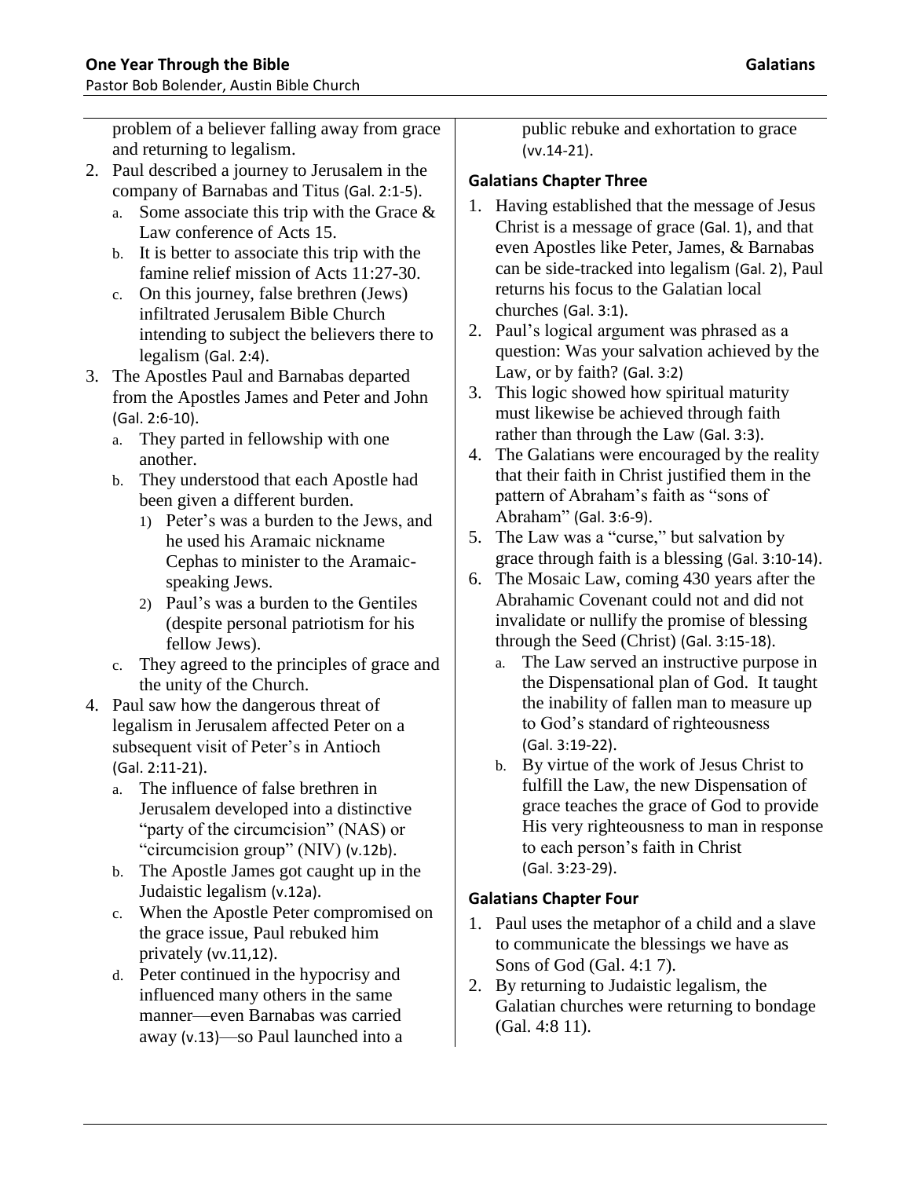problem of a believer falling away from grace and returning to legalism.

2. Paul described a journey to Jerusalem in the company of Barnabas and Titus (Gal. 2:1-5).
   a. Some associate this trip with the Grace & Law conference of Acts 15.
   b. It is better to associate this trip with the famine relief mission of Acts 11:27-30.
   c. On this journey, false brethren (Jews) infiltrated Jerusalem Bible Church intending to subject the believers there to legalism (Gal. 2:4).
3. The Apostles Paul and Barnabas departed from the Apostles James and Peter and John (Gal. 2:6-10).
   a. They parted in fellowship with one another.
   b. They understood that each Apostle had been given a different burden.
      1) Peter's was a burden to the Jews, and he used his Aramaic nickname Cephas to minister to the Aramaic-speaking Jews.
      2) Paul's was a burden to the Gentiles (despite personal patriotism for his fellow Jews).
   c. They agreed to the principles of grace and the unity of the Church.
4. Paul saw how the dangerous threat of legalism in Jerusalem affected Peter on a subsequent visit of Peter's in Antioch (Gal. 2:11-21).
   a. The influence of false brethren in Jerusalem developed into a distinctive "party of the circumcision" (NAS) or "circumcision group" (NIV) (v.12b).
   b. The Apostle James got caught up in the Judaistic legalism (v.12a).
   c. When the Apostle Peter compromised on the grace issue, Paul rebuked him privately (vv.11,12).
   d. Peter continued in the hypocrisy and influenced many others in the same manner—even Barnabas was carried away (v.13)—so Paul launched into a public rebuke and exhortation to grace (vv.14-21).

### Galatians Chapter Three

1. Having established that the message of Jesus Christ is a message of grace (Gal. 1), and that even Apostles like Peter, James, & Barnabas can be side-tracked into legalism (Gal. 2), Paul returns his focus to the Galatian local churches (Gal. 3:1).
2. Paul's logical argument was phrased as a question: Was your salvation achieved by the Law, or by faith? (Gal. 3:2)
3. This logic showed how spiritual maturity must likewise be achieved through faith rather than through the Law (Gal. 3:3).
4. The Galatians were encouraged by the reality that their faith in Christ justified them in the pattern of Abraham's faith as "sons of Abraham" (Gal. 3:6-9).
5. The Law was a "curse," but salvation by grace through faith is a blessing (Gal. 3:10-14).
6. The Mosaic Law, coming 430 years after the Abrahamic Covenant could not and did not invalidate or nullify the promise of blessing through the Seed (Christ) (Gal. 3:15-18).
   a. The Law served an instructive purpose in the Dispensational plan of God. It taught the inability of fallen man to measure up to God's standard of righteousness (Gal. 3:19-22).
   b. By virtue of the work of Jesus Christ to fulfill the Law, the new Dispensation of grace teaches the grace of God to provide His very righteousness to man in response to each person's faith in Christ (Gal. 3:23-29).

### Galatians Chapter Four

1. Paul uses the metaphor of a child and a slave to communicate the blessings we have as Sons of God (Gal. 4:1 7).
2. By returning to Judaistic legalism, the Galatian churches were returning to bondage (Gal. 4:8 11).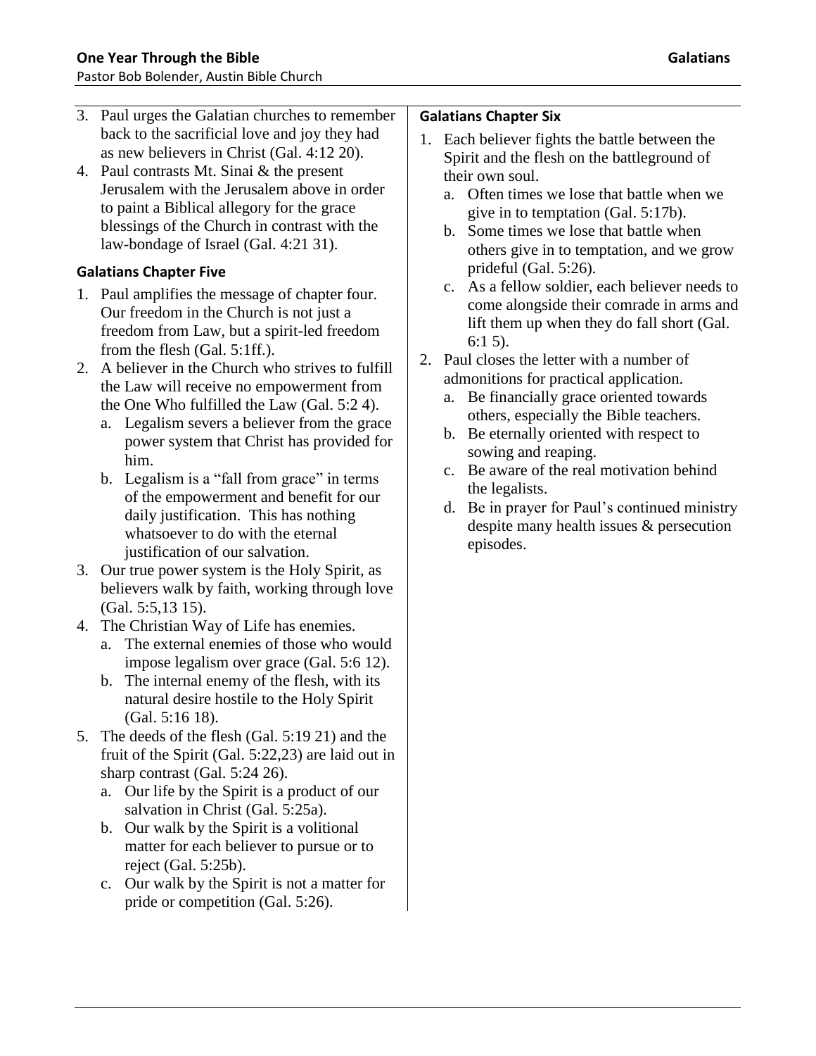3. Paul urges the Galatian churches to remember back to the sacrificial love and joy they had as new believers in Christ (Gal. 4:12 20).
4. Paul contrasts Mt. Sinai & the present Jerusalem with the Jerusalem above in order to paint a Biblical allegory for the grace blessings of the Church in contrast with the law-bondage of Israel (Gal. 4:21 31).

### Galatians Chapter Five

1. Paul amplifies the message of chapter four. Our freedom in the Church is not just a freedom from Law, but a spirit-led freedom from the flesh (Gal. 5:1ff.).
2. A believer in the Church who strives to fulfill the Law will receive no empowerment from the One Who fulfilled the Law (Gal. 5:2 4).
   a. Legalism severs a believer from the grace power system that Christ has provided for him.
   b. Legalism is a "fall from grace" in terms of the empowerment and benefit for our daily justification. This has nothing whatsoever to do with the eternal justification of our salvation.
3. Our true power system is the Holy Spirit, as believers walk by faith, working through love (Gal. 5:5,13 15).
4. The Christian Way of Life has enemies.
   a. The external enemies of those who would impose legalism over grace (Gal. 5:6 12).
   b. The internal enemy of the flesh, with its natural desire hostile to the Holy Spirit (Gal. 5:16 18).
5. The deeds of the flesh (Gal. 5:19 21) and the fruit of the Spirit (Gal. 5:22,23) are laid out in sharp contrast (Gal. 5:24 26).
   a. Our life by the Spirit is a product of our salvation in Christ (Gal. 5:25a).
   b. Our walk by the Spirit is a volitional matter for each believer to pursue or to reject (Gal. 5:25b).
   c. Our walk by the Spirit is not a matter for pride or competition (Gal. 5:26).

### Galatians Chapter Six

1. Each believer fights the battle between the Spirit and the flesh on the battleground of their own soul.
   a. Often times we lose that battle when we give in to temptation (Gal. 5:17b).
   b. Some times we lose that battle when others give in to temptation, and we grow prideful (Gal. 5:26).
   c. As a fellow soldier, each believer needs to come alongside their comrade in arms and lift them up when they do fall short (Gal. 6:1 5).
2. Paul closes the letter with a number of admonitions for practical application.
   a. Be financially grace oriented towards others, especially the Bible teachers.
   b. Be eternally oriented with respect to sowing and reaping.
   c. Be aware of the real motivation behind the legalists.
   d. Be in prayer for Paul's continued ministry despite many health issues & persecution episodes.